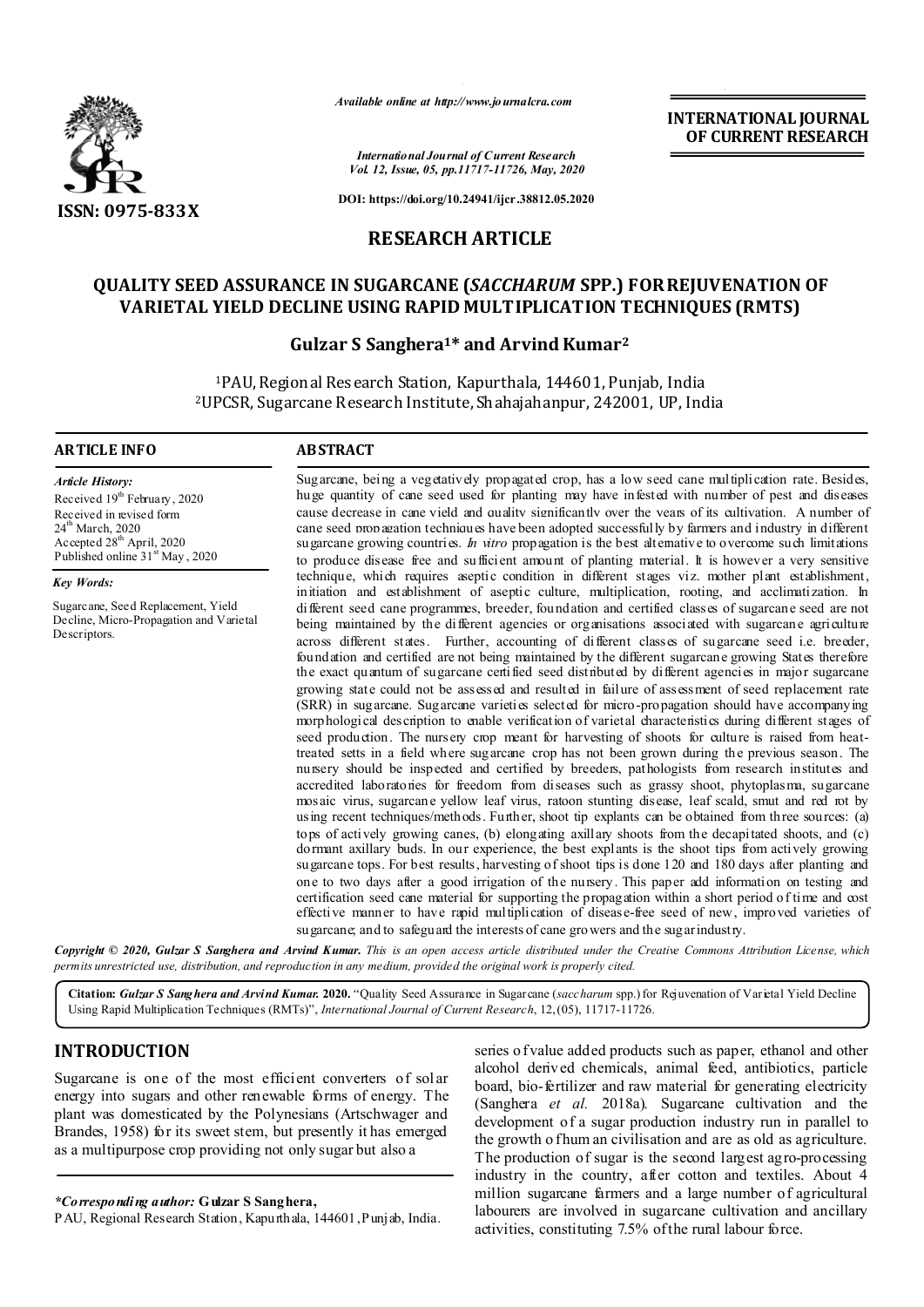**INTERNATIONAL JOURNAL OF CURRENT RESEARCH**

ISSN: 0975-833X

*Available online at http://www.journalcra.com*

*International Journal of Current Research*
*Vol. 12, Issue, 05, pp.11717-11726, May, 2020*

**DOI: https://doi.org/10.24941/ijcr.38812.05.2020**

## RESEARCH ARTICLE

# QUALITY SEED ASSURANCE IN SUGARCANE (*SACCHARUM* SPP.) FOR REJUVENATION OF VARIETAL YIELD DECLINE USING RAPID MULTIPLICATION TECHNIQUES (RMTS)

**Gulzar S Sanghera[1]* and Arvind Kumar[2]**

[1]PAU, Regional Research Station, Kapurthala, 144601, Punjab, India
[2]UPCSR, Sugarcane Research Institute, Shahajahanpur, 242001, UP, India

### ARTICLE INFO

*Article History:*

Received 19th February, 2020
Received in revised form
24th March, 2020
Accepted 28th April, 2020
Published online 31st May, 2020

*Key Words:*

Sugarcane, Seed Replacement, Yield Decline, Micro-Propagation and Varietal Descriptors.

### ABSTRACT

Sugarcane, being a vegetatively propagated crop, has a low seed cane multiplication rate. Besides, huge quantity of cane seed used for planting may have infested with number of pest and diseases cause decrease in cane yield and quality significantly over the years of its cultivation. A number of cane seed propagation techniques have been adopted successfully by farmers and industry in different sugarcane growing countries. *In vitro* propagation is the best alternative to overcome such limitations to produce disease free and sufficient amount of planting material. It is however a very sensitive technique, which requires aseptic condition in different stages viz. mother plant establishment, initiation and establishment of aseptic culture, multiplication, rooting, and acclimatization. In different seed cane programmes, breeder, foundation and certified classes of sugarcane seed are not being maintained by the different agencies or organisations associated with sugarcane agriculture across different states. Further, accounting of different classes of sugarcane seed i.e. breeder, foundation and certified are not being maintained by the different sugarcane growing States therefore the exact quantum of sugarcane certified seed distributed by different agencies in major sugarcane growing state could not be assessed and resulted in failure of assessment of seed replacement rate (SRR) in sugarcane. Sugarcane varieties selected for micro-propagation should have accompanying morphological description to enable verification of varietal characteristics during different stages of seed production. The nursery crop meant for harvesting of shoots for culture is raised from heat-treated setts in a field where sugarcane crop has not been grown during the previous season. The nursery should be inspected and certified by breeders, pathologists from research institutes and accredited laboratories for freedom from diseases such as grassy shoot, phytoplasma, sugarcane mosaic virus, sugarcane yellow leaf virus, ratoon stunting disease, leaf scald, smut and red rot by using recent techniques/methods. Further, shoot tip explants can be obtained from three sources: (a) tops of actively growing canes, (b) elongating axillary shoots from the decapitated shoots, and (c) dormant axillary buds. In our experience, the best explants is the shoot tips from actively growing sugarcane tops. For best results, harvesting of shoot tips is done 120 and 180 days after planting and one to two days after a good irrigation of the nursery. This paper add information on testing and certification seed cane material for supporting the propagation within a short period of time and cost effective manner to have rapid multiplication of disease-free seed of new, improved varieties of sugarcane; and to safeguard the interests of cane growers and the sugar industry.

*Copyright © 2020, Gulzar S Sanghera and Arvind Kumar. This is an open access article distributed under the Creative Commons Attribution License, which permits unrestricted use, distribution, and reproduction in any medium, provided the original work is properly cited.*

**Citation:** ***Gulzar S Sanghera and Arvind Kumar.*** **2020.** "Quality Seed Assurance in Sugarcane (*saccharum* spp.) for Rejuvenation of Varietal Yield Decline Using Rapid Multiplication Techniques (RMTs)", *International Journal of Current Research*, 12,(05), 11717-11726.

## INTRODUCTION

Sugarcane is one of the most efficient converters of solar energy into sugars and other renewable forms of energy. The plant was domesticated by the Polynesians (Artschwager and Brandes, 1958) for its sweet stem, but presently it has emerged as a multipurpose crop providing not only sugar but also a series of value added products such as paper, ethanol and other alcohol derived chemicals, animal feed, antibiotics, particle board, bio-fertilizer and raw material for generating electricity (Sanghera *et al.* 2018a). Sugarcane cultivation and the development of a sugar production industry run in parallel to the growth of human civilisation and are as old as agriculture. The production of sugar is the second largest agro-processing industry in the country, after cotton and textiles. About 4 million sugarcane farmers and a large number of agricultural labourers are involved in sugarcane cultivation and ancillary activities, constituting 7.5% of the rural labour force.

**\*Corresponding author:* Gulzar S Sanghera,**
PAU, Regional Research Station, Kapurthala, 144601, Punjab, India.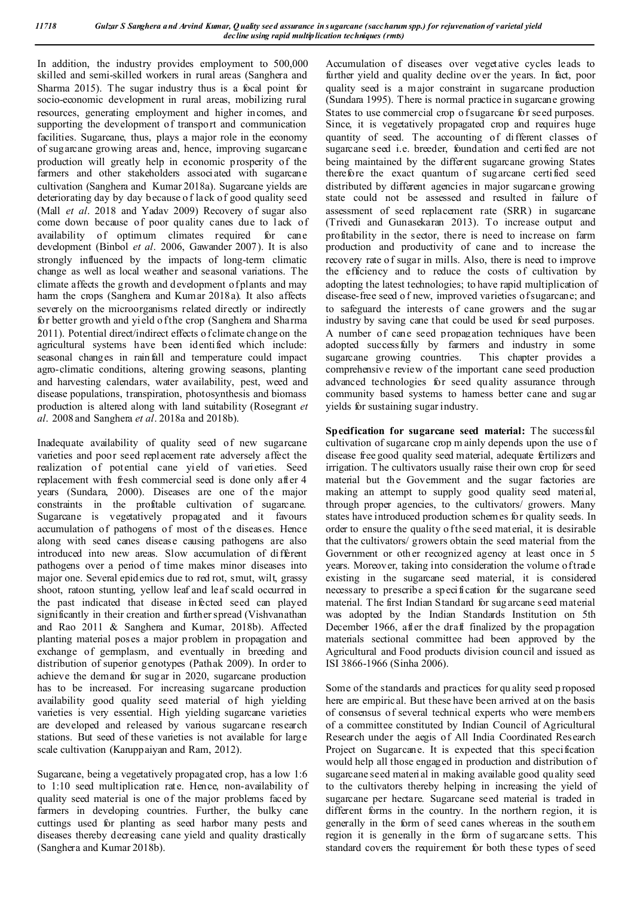In addition, the industry provides employment to 500,000 skilled and semi-skilled workers in rural areas (Sanghera and Sharma 2015). The sugar industry thus is a focal point for socio-economic development in rural areas, mobilizing rural resources, generating employment and higher incomes, and supporting the development of transport and communication facilities. Sugarcane, thus, plays a major role in the economy of sugarcane growing areas and, hence, improving sugarcane production will greatly help in economic prosperity of the farmers and other stakeholders associated with sugarcane cultivation (Sanghera and Kumar 2018a). Sugarcane yields are deteriorating day by day because of lack of good quality seed (Mall *et al*. 2018 and Yadav 2009) Recovery of sugar also come down because of poor quality canes due to lack of availability of optimum climates required for cane development (Binbol *et al*. 2006, Gawander 2007). It is also strongly influenced by the impacts of long-term climatic change as well as local weather and seasonal variations. The climate affects the growth and development of plants and may harm the crops (Sanghera and Kumar 2018a). It also affects severely on the microorganisms related directly or indirectly for better growth and yield of the crop (Sanghera and Sharma 2011). Potential direct/indirect effects of climate change on the agricultural systems have been identified which include: seasonal changes in rainfall and temperature could impact agro-climatic conditions, altering growing seasons, planting and harvesting calendars, water availability, pest, weed and disease populations, transpiration, photosynthesis and biomass production is altered along with land suitability (Rosegrant *et al*. 2008 and Sanghera *et al*. 2018a and 2018b).

Inadequate availability of quality seed of new sugarcane varieties and poor seed replacement rate adversely affect the realization of potential cane yield of varieties. Seed replacement with fresh commercial seed is done only after 4 years (Sundara, 2000). Diseases are one of the major constraints in the profitable cultivation of sugarcane. Sugarcane is vegetatively propagated and it favours accumulation of pathogens of most of the diseases. Hence along with seed canes disease causing pathogens are also introduced into new areas. Slow accumulation of different pathogens over a period of time makes minor diseases into major one. Several epidemics due to red rot, smut, wilt, grassy shoot, ratoon stunting, yellow leaf and leaf scald occurred in the past indicated that disease infected seed can played significantly in their creation and further spread (Vishvanathan and Rao 2011 & Sanghera and Kumar, 2018b). Affected planting material poses a major problem in propagation and exchange of germplasm, and eventually in breeding and distribution of superior genotypes (Pathak 2009). In order to achieve the demand for sugar in 2020, sugarcane production has to be increased. For increasing sugarcane production availability good quality seed material of high yielding varieties is very essential. High yielding sugarcane varieties are developed and released by various sugarcane research stations. But seed of these varieties is not available for large scale cultivation (Karuppaiyan and Ram, 2012).

Sugarcane, being a vegetatively propagated crop, has a low 1:6 to 1:10 seed multiplication rate. Hence, non-availability of quality seed material is one of the major problems faced by farmers in developing countries. Further, the bulky cane cuttings used for planting as seed harbor many pests and diseases thereby decreasing cane yield and quality drastically (Sanghera and Kumar 2018b).

Accumulation of diseases over vegetative cycles leads to further yield and quality decline over the years. In fact, poor quality seed is a major constraint in sugarcane production (Sundara 1995). There is normal practice in sugarcane growing States to use commercial crop of sugarcane for seed purposes. Since, it is vegetatively propagated crop and requires huge quantity of seed. The accounting of different classes of sugarcane seed i.e. breeder, foundation and certified are not being maintained by the different sugarcane growing States therefore the exact quantum of sugarcane certified seed distributed by different agencies in major sugarcane growing state could not be assessed and resulted in failure of assessment of seed replacement rate (SRR) in sugarcane (Trivedi and Gunasekaran 2013). To increase output and profitability in the sector, there is need to increase on farm production and productivity of cane and to increase the recovery rate of sugar in mills. Also, there is need to improve the efficiency and to reduce the costs of cultivation by adopting the latest technologies; to have rapid multiplication of disease-free seed of new, improved varieties of sugarcane; and to safeguard the interests of cane growers and the sugar industry by saving cane that could be used for seed purposes. A number of cane seed propagation techniques have been adopted successfully by farmers and industry in some sugarcane growing countries. This chapter provides a comprehensive review of the important cane seed production advanced technologies for seed quality assurance through community based systems to harness better cane and sugar yields for sustaining sugar industry.

**Specification for sugarcane seed material:** The successful cultivation of sugarcane crop mainly depends upon the use of disease free good quality seed material, adequate fertilizers and irrigation. The cultivators usually raise their own crop for seed material but the Government and the sugar factories are making an attempt to supply good quality seed material, through proper agencies, to the cultivators/ growers. Many states have introduced production schemes for quality seeds. In order to ensure the quality of the seed material, it is desirable that the cultivators/ growers obtain the seed material from the Government or other recognized agency at least once in 5 years. Moreover, taking into consideration the volume of trade existing in the sugarcane seed material, it is considered necessary to prescribe a specification for the sugarcane seed material. The first Indian Standard for sugarcane seed material was adopted by the Indian Standards Institution on 5th December 1966, after the draft finalized by the propagation materials sectional committee had been approved by the Agricultural and Food products division council and issued as ISI 3866-1966 (Sinha 2006).

Some of the standards and practices for quality seed proposed here are empirical. But these have been arrived at on the basis of consensus of several technical experts who were members of a committee constituted by Indian Council of Agricultural Research under the aegis of All India Coordinated Research Project on Sugarcane. It is expected that this specification would help all those engaged in production and distribution of sugarcane seed material in making available good quality seed to the cultivators thereby helping in increasing the yield of sugarcane per hectare. Sugarcane seed material is traded in different forms in the country. In the northern region, it is generally in the form of seed canes whereas in the southern region it is generally in the form of sugarcane setts. This standard covers the requirement for both these types of seed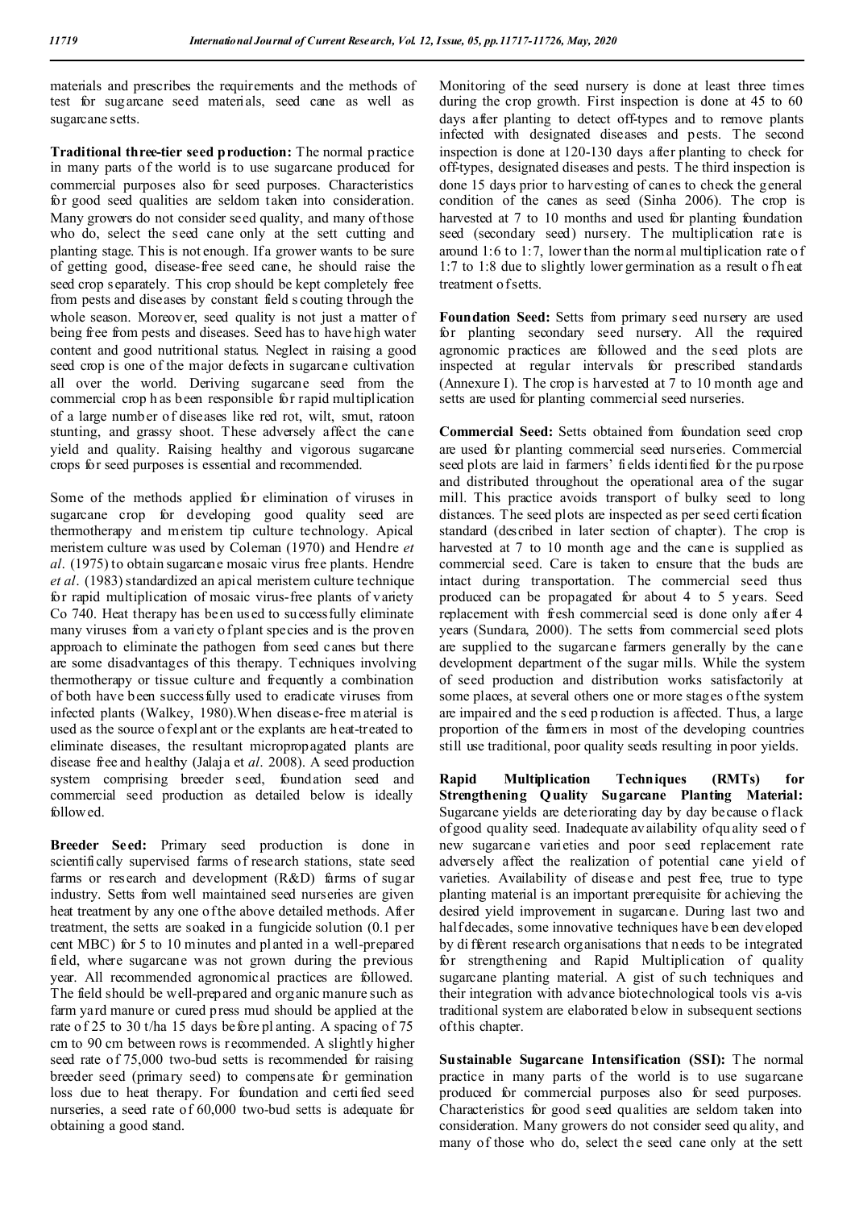materials and prescribes the requirements and the methods of test for sugarcane seed materials, seed cane as well as sugarcane setts.

**Traditional three-tier seed production:** The normal practice in many parts of the world is to use sugarcane produced for commercial purposes also for seed purposes. Characteristics for good seed qualities are seldom taken into consideration. Many growers do not consider seed quality, and many of those who do, select the seed cane only at the sett cutting and planting stage. This is not enough. If a grower wants to be sure of getting good, disease-free seed cane, he should raise the seed crop separately. This crop should be kept completely free from pests and diseases by constant field scouting through the whole season. Moreover, seed quality is not just a matter of being free from pests and diseases. Seed has to have high water content and good nutritional status. Neglect in raising a good seed crop is one of the major defects in sugarcane cultivation all over the world. Deriving sugarcane seed from the commercial crop has been responsible for rapid multiplication of a large number of diseases like red rot, wilt, smut, ratoon stunting, and grassy shoot. These adversely affect the cane yield and quality. Raising healthy and vigorous sugarcane crops for seed purposes is essential and recommended.

Some of the methods applied for elimination of viruses in sugarcane crop for developing good quality seed are thermotherapy and meristem tip culture technology. Apical meristem culture was used by Coleman (1970) and Hendre *et al*. (1975) to obtain sugarcane mosaic virus free plants. Hendre *et al*. (1983) standardized an apical meristem culture technique for rapid multiplication of mosaic virus-free plants of variety Co 740. Heat therapy has been used to successfully eliminate many viruses from a variety of plant species and is the proven approach to eliminate the pathogen from seed canes but there are some disadvantages of this therapy. Techniques involving thermotherapy or tissue culture and frequently a combination of both have been successfully used to eradicate viruses from infected plants (Walkey, 1980). When disease-free material is used as the source of explant or the explants are heat-treated to eliminate diseases, the resultant micropropagated plants are disease free and healthy (Jalaja et *al*. 2008). A seed production system comprising breeder seed, foundation seed and commercial seed production as detailed below is ideally followed.

**Breeder Seed:** Primary seed production is done in scientifically supervised farms of research stations, state seed farms or research and development (R&D) farms of sugar industry. Setts from well maintained seed nurseries are given heat treatment by any one of the above detailed methods. After treatment, the setts are soaked in a fungicide solution (0.1 per cent MBC) for 5 to 10 minutes and planted in a well-prepared field, where sugarcane was not grown during the previous year. All recommended agronomical practices are followed. The field should be well-prepared and organic manure such as farm yard manure or cured press mud should be applied at the rate of 25 to 30 t/ha 15 days before planting. A spacing of 75 cm to 90 cm between rows is recommended. A slightly higher seed rate of 75,000 two-bud setts is recommended for raising breeder seed (primary seed) to compensate for germination loss due to heat therapy. For foundation and certified seed nurseries, a seed rate of 60,000 two-bud setts is adequate for obtaining a good stand.

Monitoring of the seed nursery is done at least three times during the crop growth. First inspection is done at 45 to 60 days after planting to detect off-types and to remove plants infected with designated diseases and pests. The second inspection is done at 120-130 days after planting to check for off-types, designated diseases and pests. The third inspection is done 15 days prior to harvesting of canes to check the general condition of the canes as seed (Sinha 2006). The crop is harvested at 7 to 10 months and used for planting foundation seed (secondary seed) nursery. The multiplication rate is around 1:6 to 1:7, lower than the normal multiplication rate of 1:7 to 1:8 due to slightly lower germination as a result of heat treatment of setts.

**Foundation Seed:** Setts from primary seed nursery are used for planting secondary seed nursery. All the required agronomic practices are followed and the seed plots are inspected at regular intervals for prescribed standards (Annexure I). The crop is harvested at 7 to 10 month age and setts are used for planting commercial seed nurseries.

**Commercial Seed:** Setts obtained from foundation seed crop are used for planting commercial seed nurseries. Commercial seed plots are laid in farmers' fields identified for the purpose and distributed throughout the operational area of the sugar mill. This practice avoids transport of bulky seed to long distances. The seed plots are inspected as per seed certification standard (described in later section of chapter). The crop is harvested at 7 to 10 month age and the cane is supplied as commercial seed. Care is taken to ensure that the buds are intact during transportation. The commercial seed thus produced can be propagated for about 4 to 5 years. Seed replacement with fresh commercial seed is done only after 4 years (Sundara, 2000). The setts from commercial seed plots are supplied to the sugarcane farmers generally by the cane development department of the sugar mills. While the system of seed production and distribution works satisfactorily at some places, at several others one or more stages of the system are impaired and the seed production is affected. Thus, a large proportion of the farmers in most of the developing countries still use traditional, poor quality seeds resulting in poor yields.

**Rapid Multiplication Techniques (RMTs) for Strengthening Quality Sugarcane Planting Material:** Sugarcane yields are deteriorating day by day because of lack of good quality seed. Inadequate availability of quality seed of new sugarcane varieties and poor seed replacement rate adversely affect the realization of potential cane yield of varieties. Availability of disease and pest free, true to type planting material is an important prerequisite for achieving the desired yield improvement in sugarcane. During last two and half decades, some innovative techniques have been developed by different research organisations that needs to be integrated for strengthening and Rapid Multiplication of quality sugarcane planting material. A gist of such techniques and their integration with advance biotechnological tools vis a-vis traditional system are elaborated below in subsequent sections of this chapter.

**Sustainable Sugarcane Intensification (SSI):** The normal practice in many parts of the world is to use sugarcane produced for commercial purposes also for seed purposes. Characteristics for good seed qualities are seldom taken into consideration. Many growers do not consider seed quality, and many of those who do, select the seed cane only at the sett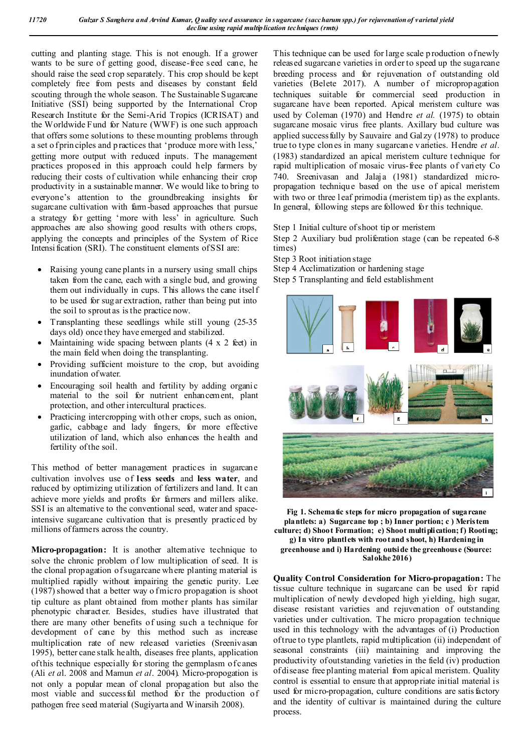cutting and planting stage. This is not enough. If a grower wants to be sure of getting good, disease-free seed cane, he should raise the seed crop separately. This crop should be kept completely free from pests and diseases by constant field scouting through the whole season. The Sustainable Sugarcane Initiative (SSI) being supported by the International Crop Research Institute for the Semi-Arid Tropics (ICRISAT) and the Worldwide Fund for Nature (WWF) is one such approach that offers some solutions to these mounting problems through a set of principles and practices that 'produce more with less,' getting more output with reduced inputs. The management practices proposed in this approach could help farmers by reducing their costs of cultivation while enhancing their crop productivity in a sustainable manner. We would like to bring to everyone's attention to the groundbreaking insights for sugarcane cultivation with farm-based approaches that pursue a strategy for getting 'more with less' in agriculture. Such approaches are also showing good results with others crops, applying the concepts and principles of the System of Rice Intensification (SRI). The constituent elements of SSI are:

- Raising young cane plants in a nursery using small chips taken from the cane, each with a single bud, and growing them out individually in cups. This allows the cane itself to be used for sugar extraction, rather than being put into the soil to sprout as is the practice now.
- Transplanting these seedlings while still young (25-35 days old) once they have emerged and stabilized.
- Maintaining wide spacing between plants (4 x 2 feet) in the main field when doing the transplanting.
- Providing sufficient moisture to the crop, but avoiding inundation of water.
- Encouraging soil health and fertility by adding organic material to the soil for nutrient enhancement, plant protection, and other intercultural practices.
- Practicing intercropping with other crops, such as onion, garlic, cabbage and lady fingers, for more effective utilization of land, which also enhances the health and fertility of the soil.

This method of better management practices in sugarcane cultivation involves use of **less seeds** and **less water**, and reduced by optimizing utilization of fertilizers and land. It can achieve more yields and profits for farmers and millers alike. SSI is an alternative to the conventional seed, water and space-intensive sugarcane cultivation that is presently practiced by millions of farmers across the country.

**Micro-propagation:** It is another alternative technique to solve the chronic problem of low multiplication of seed. It is the clonal propagation of sugarcane where planting material is multiplied rapidly without impairing the genetic purity. Lee (1987) showed that a better way of micro propagation is shoot tip culture as plant obtained from mother plants has similar phenotypic character. Besides, studies have illustrated that there are many other benefits of using such a technique for development of cane by this method such as increase multiplication rate of new released varieties (Sreenivasan 1995), better cane stalk health, diseases free plants, application of this technique especially for storing the germplasm of canes (Ali *et a*l. 2008 and Mamun *et al*. 2004). Micro-propogation is not only a popular mean of clonal propagation but also the most viable and successful method for the production of pathogen free seed material (Sugiyarta and Winarsih 2008).

This technique can be used for large scale production of newly released sugarcane varieties in order to speed up the sugarcane breeding process and for rejuvenation of outstanding old varieties (Belete 2017). A number of micropropagation techniques suitable for commercial seed production in sugarcane have been reported. Apical meristem culture was used by Coleman (1970) and Hendre *et al.* (1975) to obtain sugarcane mosaic virus free plants. Axillary bud culture was applied successfully by Sauvaire and Galzy (1978) to produce true to type clones in many sugarcane varieties. Hendre *et al.* (1983) standardized an apical meristem culture technique for rapid multiplication of mosaic virus-free plants of variety Co 740. Sreenivasan and Jalaja (1981) standardized micro-propagation technique based on the use of apical meristem with two or three leaf primodia (meristem tip) as the explants. In general, following steps are followed for this technique.

Step 1 Initial culture of shoot tip or meristem
Step 2 Auxiliary bud proliferation stage (can be repeated 6-8 times)
Step 3 Root initiation stage
Step 4 Acclimatization or hardening stage
Step 5 Transplanting and field establishment

**Fig 1. Schematic steps for micro propagation of sugarcane plantlets: a) Sugarcane top ; b) Inner portion; c ) Meristem culture; d) Shoot Formation; e) Shoot multiplication; f) Rooting; g) In vitro plantlets with root and shoot, h) Hardening in greenhouse and i) Hardening outside the greenhouse (Source: Salokhe 2016)**

**Quality Control Consideration for Micro-propagation:** The tissue culture technique in sugarcane can be used for rapid multiplication of newly developed high yielding, high sugar, disease resistant varieties and rejuvenation of outstanding varieties under cultivation. The micro propagation technique used in this technology with the advantages of (i) Production of true to type plantlets, rapid multiplication (ii) independent of seasonal constraints (iii) maintaining and improving the productivity of outstanding varieties in the field (iv) production of disease free planting material from apical meristem. Quality control is essential to ensure that appropriate initial material is used for micro-propagation, culture conditions are satisfactory and the identity of cultivar is maintained during the culture process.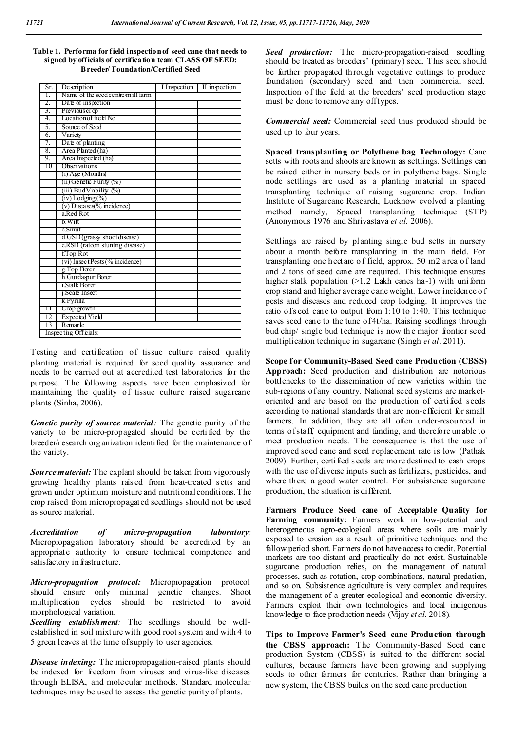**Table 1. Performa for field inspection of seed cane that needs to signed by officials of certification team CLASS OF SEED: Breeder/ Foundation/Certified Seed**

| Sr. | Description | I Inspection | II inspection |
|---|---|---|---|
| 1. | Name of the seed centre/mill farm | | |
| 2. | Date of inspection | | |
| 3. | Previous crop | | |
| 4. | Location of field No. | | |
| 5. | Source of Seed | | |
| 6. | Variety | | |
| 7. | Date of planting | | |
| 8. | Area Planted (ha) | | |
| 9. | Area Inspected (ha) | | |
| 10 | Observations | | |
| | (i) Age (Months) | | |
| | (ii) Genetic Purity (%) | | |
| | (iii) Bud Viability (%) | | |
| | (iv) Lodging (%) | | |
| | (v) Diseases(% incidence) | | |
| | a.Red Rot | | |
| | b.Wilt | | |
| | c.Smut | | |
| | d.GSD (grassy shoot disease) | | |
| | e.RSD (ratoon stunting disease) | | |
| | f.Top Rot | | |
| | (vi) Insect Pests(% incidence) | | |
| | g.Top Borer | | |
| | h.Gurdaspur Borer | | |
| | i.Stalk Borer | | |
| | j.Scale Insect | | |
| | k.Pyrilla | | |
| 11 | Crop growth | | |
| 12 | Expected Yield | | |
| 13 | Remark: | | |
| Inspecting Officials: | | | |

Testing and certification of tissue culture raised quality planting material is required for seed quality assurance and needs to be carried out at accredited test laboratories for the purpose. The following aspects have been emphasized for maintaining the quality of tissue culture raised sugarcane plants (Sinha, 2006).

***Genetic purity of source material:*** The genetic purity of the variety to be micro-propagated should be certified by the breeder/research organization identified for the maintenance of the variety.

***Source material:*** The explant should be taken from vigorously growing healthy plants raised from heat-treated setts and grown under optimum moisture and nutritional conditions. The crop raised from micropropagated seedlings should not be used as source material.

***Accreditation of micro-propagation laboratory:*** Micropropagation laboratory should be accredited by an appropriate authority to ensure technical competence and satisfactory infrastructure.

***Micro-propagation protocol:*** Micropropagation protocol should ensure only minimal genetic changes. Shoot multiplication cycles should be restricted to avoid morphological variation.

***Seedling establishment:*** The seedlings should be well-established in soil mixture with good root system and with 4 to 5 green leaves at the time of supply to user agencies.

***Disease indexing:*** The micropropagation-raised plants should be indexed for freedom from viruses and virus-like diseases through ELISA, and molecular methods. Standard molecular techniques may be used to assess the genetic purity of plants.

***Seed production:*** The micro-propagation-raised seedling should be treated as breeders' (primary) seed. This seed should be further propagated through vegetative cuttings to produce foundation (secondary) seed and then commercial seed. Inspection of the field at the breeders' seed production stage must be done to remove any offtypes.

***Commercial seed:*** Commercial seed thus produced should be used up to four years.

**Spaced transplanting or Polythene bag Technology:** Cane setts with roots and shoots are known as settlings. Settlings can be raised either in nursery beds or in polythene bags. Single node settlings are used as a planting material in spaced transplanting technique of raising sugarcane crop. Indian Institute of Sugarcane Research, Lucknow evolved a planting method namely, Spaced transplanting technique (STP) (Anonymous 1976 and Shrivastava *et al.* 2006).

Settlings are raised by planting single bud setts in nursery about a month before transplanting in the main field. For transplanting one hectare of field, approx. 50 m2 area of land and 2 tons of seed cane are required. This technique ensures higher stalk population (>1.2 Lakh canes ha-1) with uniform crop stand and higher average cane weight. Lower incidence of pests and diseases and reduced crop lodging. It improves the ratio of seed cane to output from 1:10 to 1:40. This technique saves seed cane to the tune of 4t/ha. Raising seedlings through bud chip/ single bud technique is now the major frontier seed multiplication technique in sugarcane (Singh *et al*. 2011).

**Scope for Community-Based Seed cane Production (CBSS) Approach:** Seed production and distribution are notorious bottlenecks to the dissemination of new varieties within the sub-regions of any country. National seed systems are market-oriented and are based on the production of certified seeds according to national standards that are non-efficient for small farmers. In addition, they are all often under-resourced in terms of staff, equipment and funding, and therefore unable to meet production needs. The consequence is that the use of improved seed cane and seed replacement rate is low (Pathak 2009). Further, certified seeds are more destined to cash crops with the use of diverse inputs such as fertilizers, pesticides, and where there a good water control. For subsistence sugarcane production, the situation is different.

**Farmers Produce Seed cane of Acceptable Quality for Farming community:** Farmers work in low-potential and heterogeneous agro-ecological areas where soils are mainly exposed to erosion as a result of primitive techniques and the fallow period short. Farmers do not have access to credit. Potential markets are too distant and practically do not exist. Sustainable sugarcane production relies, on the management of natural processes, such as rotation, crop combinations, natural predation, and so on. Subsistence agriculture is very complex and requires the management of a greater ecological and economic diversity. Farmers exploit their own technologies and local indigenous knowledge to face production needs (Vijay *et al*. 2018).

**Tips to Improve Farmer's Seed cane Production through the CBSS approach:** The Community-Based Seed cane production System (CBSS) is suited to the different social cultures, because farmers have been growing and supplying seeds to other farmers for centuries. Rather than bringing a new system, the CBSS builds on the seed cane production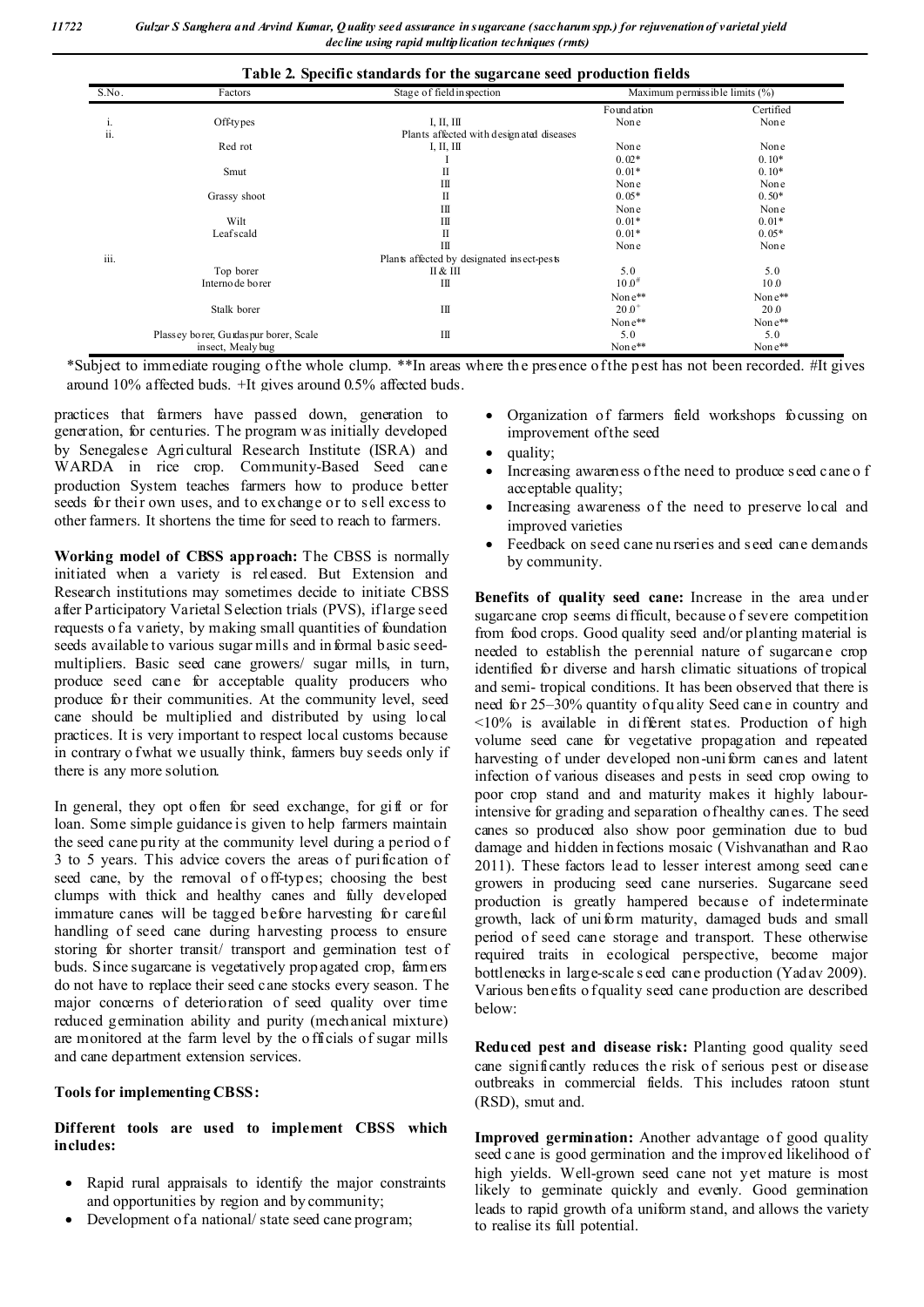**Table 2. Specific standards for the sugarcane seed production fields**

| S.No. | Factors | Stage of field inspection | Maximum permissible limits (%) | |
|---|---|---|---|---|
| | | | Foundation | Certified |
| i. | Off-types | I, II, III | None | None |
| ii. | | Plants affected with designated diseases | | |
| | Red rot | I, II, III | None | None |
| | | I | 0.02* | 0.10* |
| | Smut | II | 0.01* | 0.10* |
| | | III | None | None |
| | Grassy shoot | II | 0.05* | 0.50* |
| | | III | None | None |
| | Wilt | III | 0.01* | 0.01* |
| | Leaf scald | II | 0.01* | 0.05* |
| | | III | None | None |
| iii. | | Plants affected by designated insect-pests | | |
| | Top borer | II & III | 5.0 | 5.0 |
| | Internode borer | III | 10.0# | 10.0 |
| | | | None** | None** |
| | Stalk borer | III | 20.0+ | 20.0 |
| | | | None** | None** |
| | Plassey borer, Gurdaspur borer, Scale insect, Mealy bug | III | 5.0 | 5.0 |
| | | | None** | None** |

*Subject to immediate rouging of the whole clump. **In areas where the presence of the pest has not been recorded. #It gives around 10% affected buds. +It gives around 0.5% affected buds.

practices that farmers have passed down, generation to generation, for centuries. The program was initially developed by Senegalese Agricultural Research Institute (ISRA) and WARDA in rice crop. Community-Based Seed cane production System teaches farmers how to produce better seeds for their own uses, and to exchange or to sell excess to other farmers. It shortens the time for seed to reach to farmers.

**Working model of CBSS approach:** The CBSS is normally initiated when a variety is released. But Extension and Research institutions may sometimes decide to initiate CBSS after Participatory Varietal Selection trials (PVS), if large seed requests of a variety, by making small quantities of foundation seeds available to various sugar mills and informal basic seed-multipliers. Basic seed cane growers/ sugar mills, in turn, produce seed cane for acceptable quality producers who produce for their communities. At the community level, seed cane should be multiplied and distributed by using local practices. It is very important to respect local customs because in contrary of what we usually think, farmers buy seeds only if there is any more solution.

In general, they opt often for seed exchange, for gift or for loan. Some simple guidance is given to help farmers maintain the seed cane purity at the community level during a period of 3 to 5 years. This advice covers the areas of purification of seed cane, by the removal of off-types; choosing the best clumps with thick and healthy canes and fully developed immature canes will be tagged before harvesting for careful handling of seed cane during harvesting process to ensure storing for shorter transit/ transport and germination test of buds. Since sugarcane is vegetatively propagated crop, farmers do not have to replace their seed cane stocks every season. The major concerns of deterioration of seed quality over time reduced germination ability and purity (mechanical mixture) are monitored at the farm level by the officials of sugar mills and cane department extension services.

**Tools for implementing CBSS:**

**Different tools are used to implement CBSS which includes:**

- Rapid rural appraisals to identify the major constraints and opportunities by region and by community;
- Development of a national/ state seed cane program;
- Organization of farmers field workshops focussing on improvement of the seed
- quality;
- Increasing awareness of the need to produce seed cane of acceptable quality;
- Increasing awareness of the need to preserve local and improved varieties
- Feedback on seed cane nurseries and seed cane demands by community.

**Benefits of quality seed cane:** Increase in the area under sugarcane crop seems difficult, because of severe competition from food crops. Good quality seed and/or planting material is needed to establish the perennial nature of sugarcane crop identified for diverse and harsh climatic situations of tropical and semi- tropical conditions. It has been observed that there is need for 25–30% quantity of quality Seed cane in country and <10% is available in different states. Production of high volume seed cane for vegetative propagation and repeated harvesting of under developed non-uniform canes and latent infection of various diseases and pests in seed crop owing to poor crop stand and and maturity makes it highly labour-intensive for grading and separation of healthy canes. The seed canes so produced also show poor germination due to bud damage and hidden infections mosaic (Vishvanathan and Rao 2011). These factors lead to lesser interest among seed cane growers in producing seed cane nurseries. Sugarcane seed production is greatly hampered because of indeterminate growth, lack of uniform maturity, damaged buds and small period of seed cane storage and transport. These otherwise required traits in ecological perspective, become major bottlenecks in large-scale seed cane production (Yadav 2009). Various benefits of quality seed cane production are described below:

**Reduced pest and disease risk:** Planting good quality seed cane significantly reduces the risk of serious pest or disease outbreaks in commercial fields. This includes ratoon stunt (RSD), smut and.

**Improved germination:** Another advantage of good quality seed cane is good germination and the improved likelihood of high yields. Well-grown seed cane not yet mature is most likely to germinate quickly and evenly. Good germination leads to rapid growth of a uniform stand, and allows the variety to realise its full potential.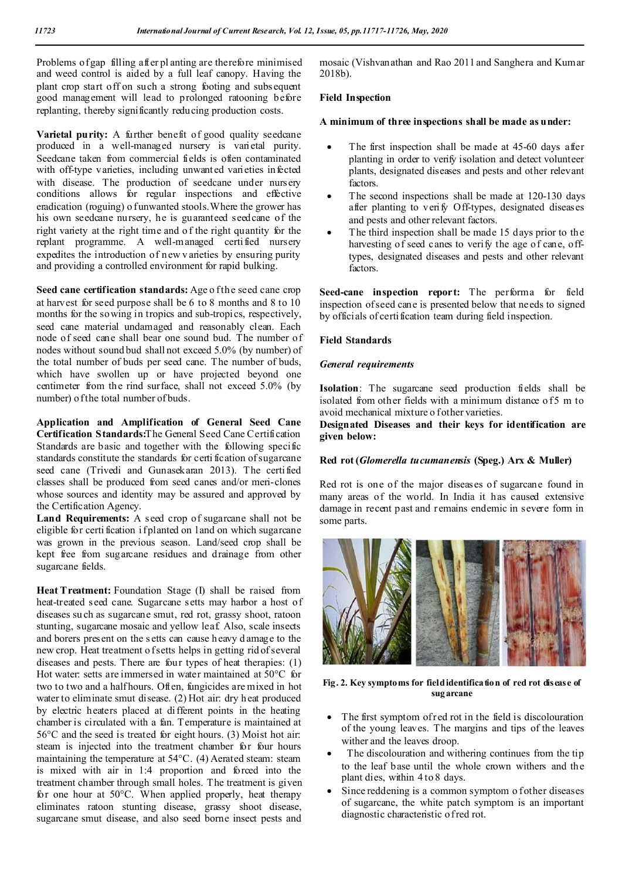Problems of gap filling after planting are therefore minimised and weed control is aided by a full leaf canopy. Having the plant crop start off on such a strong footing and subsequent good management will lead to prolonged ratooning before replanting, thereby significantly reducing production costs.

**Varietal purity:** A further benefit of good quality seedcane produced in a well-managed nursery is varietal purity. Seedcane taken from commercial fields is often contaminated with off-type varieties, including unwanted varieties infected with disease. The production of seedcane under nursery conditions allows for regular inspections and effective eradication (roguing) of unwanted stools. Where the grower has his own seedcane nursery, he is guaranteed seedcane of the right variety at the right time and of the right quantity for the replant programme. A well-managed certified nursery expedites the introduction of new varieties by ensuring purity and providing a controlled environment for rapid bulking.

**Seed cane certification standards:** Age of the seed cane crop at harvest for seed purpose shall be 6 to 8 months and 8 to 10 months for the sowing in tropics and sub-tropics, respectively, seed cane material undamaged and reasonably clean. Each node of seed cane shall bear one sound bud. The number of nodes without sound bud shall not exceed 5.0% (by number) of the total number of buds per seed cane. The number of buds, which have swollen up or have projected beyond one centimeter from the rind surface, shall not exceed 5.0% (by number) of the total number of buds.

**Application and Amplification of General Seed Cane Certification Standards:** The General Seed Cane Certification Standards are basic and together with the following specific standards constitute the standards for certification of sugarcane seed cane (Trivedi and Gunasekaran 2013). The certified classes shall be produced from seed canes and/or meri-clones whose sources and identity may be assured and approved by the Certification Agency.

**Land Requirements:** A seed crop of sugarcane shall not be eligible for certification if planted on land on which sugarcane was grown in the previous season. Land/seed crop shall be kept free from sugarcane residues and drainage from other sugarcane fields.

**Heat Treatment:** Foundation Stage (I) shall be raised from heat-treated seed cane. Sugarcane setts may harbor a host of diseases such as sugarcane smut, red rot, grassy shoot, ratoon stunting, sugarcane mosaic and yellow leaf. Also, scale insects and borers present on the setts can cause heavy damage to the new crop. Heat treatment of setts helps in getting rid of several diseases and pests. There are four types of heat therapies: (1) Hot water: setts are immersed in water maintained at 50°C for two to two and a half hours. Often, fungicides are mixed in hot water to eliminate smut disease. (2) Hot air: dry heat produced by electric heaters placed at different points in the heating chamber is circulated with a fan. Temperature is maintained at 56°C and the seed is treated for eight hours. (3) Moist hot air: steam is injected into the treatment chamber for four hours maintaining the temperature at 54°C. (4) Aerated steam: steam is mixed with air in 1:4 proportion and forced into the treatment chamber through small holes. The treatment is given for one hour at 50°C. When applied properly, heat therapy eliminates ratoon stunting disease, grassy shoot disease, sugarcane smut disease, and also seed borne insect pests and mosaic (Vishvanathan and Rao 2011 and Sanghera and Kumar 2018b).

**Field Inspection**

**A minimum of three inspections shall be made as under:**

- The first inspection shall be made at 45-60 days after planting in order to verify isolation and detect volunteer plants, designated diseases and pests and other relevant factors.
- The second inspections shall be made at 120-130 days after planting to verify Off-types, designated diseases and pests and other relevant factors.
- The third inspection shall be made 15 days prior to the harvesting of seed canes to verify the age of cane, off-types, designated diseases and pests and other relevant factors.

**Seed-cane inspection report:** The performa for field inspection of seed cane is presented below that needs to signed by officials of certification team during field inspection.

**Field Standards**

***General requirements***

**Isolation**: The sugarcane seed production fields shall be isolated from other fields with a minimum distance of 5 m to avoid mechanical mixture of other varieties.

**Designated Diseases and their keys for identification are given below:**

**Red rot (*Glomerella tucumanensis* (Speg.) Arx & Muller)**

Red rot is one of the major diseases of sugarcane found in many areas of the world. In India it has caused extensive damage in recent past and remains endemic in severe form in some parts.

**Fig. 2. Key symptoms for field identification of red rot disease of sugarcane**

- The first symptom of red rot in the field is discolouration of the young leaves. The margins and tips of the leaves wither and the leaves droop.
- The discolouration and withering continues from the tip to the leaf base until the whole crown withers and the plant dies, within 4 to 8 days.
- Since reddening is a common symptom of other diseases of sugarcane, the white patch symptom is an important diagnostic characteristic of red rot.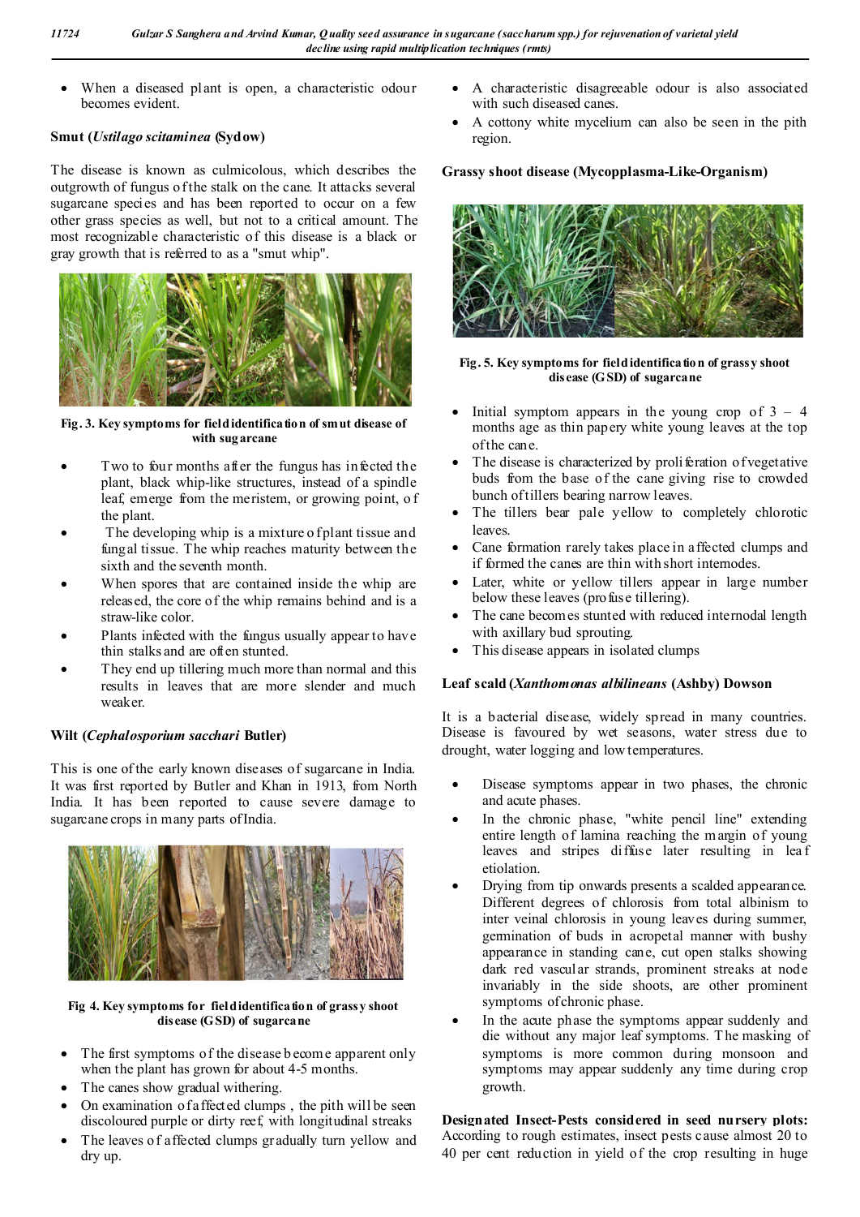- When a diseased plant is open, a characteristic odour becomes evident.

### Smut (*Ustilago scitaminea* (Sydow)

The disease is known as culmicolous, which describes the outgrowth of fungus of the stalk on the cane. It attacks several sugarcane species and has been reported to occur on a few other grass species as well, but not to a critical amount. The most recognizable characteristic of this disease is a black or gray growth that is referred to as a "smut whip".

**Fig. 3. Key symptoms for field identification of smut disease of with sugarcane**

- Two to four months after the fungus has infected the plant, black whip-like structures, instead of a spindle leaf, emerge from the meristem, or growing point, of the plant.
- The developing whip is a mixture of plant tissue and fungal tissue. The whip reaches maturity between the sixth and the seventh month.
- When spores that are contained inside the whip are released, the core of the whip remains behind and is a straw-like color.
- Plants infected with the fungus usually appear to have thin stalks and are often stunted.
- They end up tillering much more than normal and this results in leaves that are more slender and much weaker.

### Wilt (*Cephalosporium sacchari* Butler)

This is one of the early known diseases of sugarcane in India. It was first reported by Butler and Khan in 1913, from North India. It has been reported to cause severe damage to sugarcane crops in many parts of India.

**Fig 4. Key symptoms for field identification of grassy shoot disease (GSD) of sugarcane**

- The first symptoms of the disease become apparent only when the plant has grown for about 4-5 months.
- The canes show gradual withering.
- On examination of affected clumps , the pith will be seen discoloured purple or dirty reef, with longitudinal streaks
- The leaves of affected clumps gradually turn yellow and dry up.
- A characteristic disagreeable odour is also associated with such diseased canes.
- A cottony white mycelium can also be seen in the pith region.

### Grassy shoot disease (Mycopplasma-Like-Organism)

**Fig. 5. Key symptoms for field identification of grassy shoot disease (GSD) of sugarcane**

- Initial symptom appears in the young crop of 3 – 4 months age as thin papery white young leaves at the top of the cane.
- The disease is characterized by proliferation of vegetative buds from the base of the cane giving rise to crowded bunch of tillers bearing narrow leaves.
- The tillers bear pale yellow to completely chlorotic leaves.
- Cane formation rarely takes place in affected clumps and if formed the canes are thin with short internodes.
- Later, white or yellow tillers appear in large number below these leaves (profuse tillering).
- The cane becomes stunted with reduced internodal length with axillary bud sprouting.
- This disease appears in isolated clumps

### Leaf scald (*Xanthomonas albilineans* (Ashby) Dowson

It is a bacterial disease, widely spread in many countries. Disease is favoured by wet seasons, water stress due to drought, water logging and low temperatures.

- Disease symptoms appear in two phases, the chronic and acute phases.
- In the chronic phase, "white pencil line" extending entire length of lamina reaching the margin of young leaves and stripes diffuse later resulting in leaf etiolation.
- Drying from tip onwards presents a scalded appearance. Different degrees of chlorosis from total albinism to inter veinal chlorosis in young leaves during summer, germination of buds in acropetal manner with bushy appearance in standing cane, cut open stalks showing dark red vascular strands, prominent streaks at node invariably in the side shoots, are other prominent symptoms of chronic phase.
- In the acute phase the symptoms appear suddenly and die without any major leaf symptoms. The masking of symptoms is more common during monsoon and symptoms may appear suddenly any time during crop growth.

**Designated Insect-Pests considered in seed nursery plots:** According to rough estimates, insect pests cause almost 20 to 40 per cent reduction in yield of the crop resulting in huge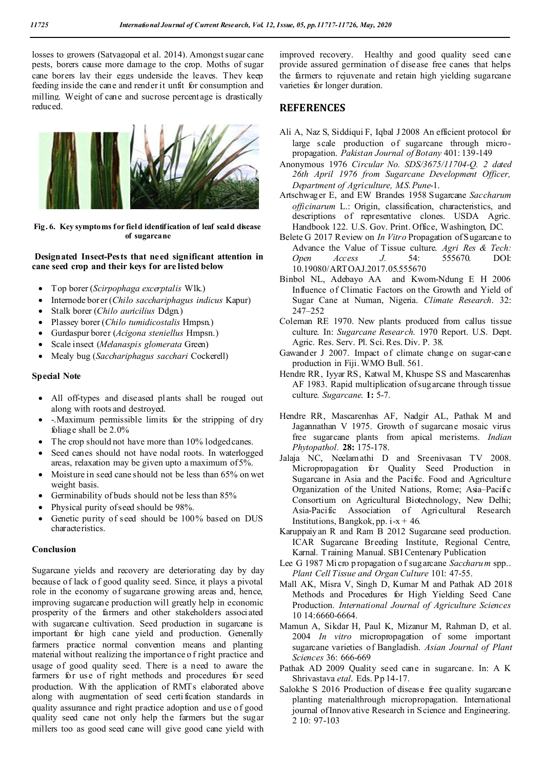losses to growers (Satyagopal et al. 2014). Amongst sugar cane pests, borers cause more damage to the crop. Moths of sugar cane borers lay their eggs underside the leaves. They keep feeding inside the cane and render it unfit for consumption and milling. Weight of cane and sucrose percentage is drastically reduced.

**Fig. 6. Key symptoms for field identification of leaf scald disease of sugarcane**

**Designated Insect-Pests that need significant attention in cane seed crop and their keys for are listed below**

- Top borer (*Scirpophaga excerptalis* Wlk.)
- Internode borer (*Chilo sacchariphagus indicus* Kapur)
- Stalk borer (*Chilo auricilius* Ddgn.)
- Plassey borer (*Chilo tumidicostalis* Hmpsn.)
- Gurdaspur borer (*Acigona steniellus* Hmpsn.)
- Scale insect (*Melanaspis glomerata* Green)
- Mealy bug (*Sacchariphagus sacchari* Cockerell)

**Special Note**

- All off-types and diseased plants shall be rouged out along with roots and destroyed.
- -.Maximum permissible limits for the stripping of dry foliage shall be 2.0%
- The crop should not have more than 10% lodged canes.
- Seed canes should not have nodal roots. In waterlogged areas, relaxation may be given upto a maximum of 5%.
- Moisture in seed cane should not be less than 65% on wet weight basis.
- Germinability of buds should not be less than 85%
- Physical purity of seed should be 98%.
- Genetic purity of seed should be 100% based on DUS characteristics.

## Conclusion

Sugarcane yields and recovery are deteriorating day by day because of lack of good quality seed. Since, it plays a pivotal role in the economy of sugarcane growing areas and, hence, improving sugarcane production will greatly help in economic prosperity of the farmers and other stakeholders associated with sugarcane cultivation. Seed production in sugarcane is important for high cane yield and production. Generally farmers practice normal convention means and planting material without realizing the importance of right practice and usage of good quality seed. There is a need to aware the farmers for use of right methods and procedures for seed production. With the application of RMTs elaborated above along with augmentation of seed certification standards in quality assurance and right practice adoption and use of good quality seed cane not only help the farmers but the sugar millers too as good seed cane will give good cane yield with improved recovery. Healthy and good quality seed cane provide assured germination of disease free canes that helps the farmers to rejuvenate and retain high yielding sugarcane varieties for longer duration.

## REFERENCES

Ali A, Naz S, Siddiqui F, Iqbal J 2008 An efficient protocol for large scale production of sugarcane through micropropagation. *Pakistan Journal of Botany* 401: 139-149

Anonymous 1976 *Circular No. SDS/3675/11704-Q. 2 dated 26th April 1976 from Sugarcane Development Officer, Department of Agriculture, M.S. Pune*-1.

Artschwager E, and EW Brandes 1958 Sugarcane *Saccharum officinarum* L.: Origin, classification, characteristics, and descriptions of representative clones. USDA Agric. Handbook 122. U.S. Gov. Print. Office, Washington, DC.

Belete G 2017 Review on *In Vitro* Propagation of Sugarcane to Advance the Value of Tissue culture. *Agri Res & Tech: Open Access J.* 54: 555670. DOI: 10.19080/ARTOAJ.2017.05.555670

Binbol NL, Adebayo AA and Kwom-Ndung E H 2006 Influence of Climatic Factors on the Growth and Yield of Sugar Cane at Numan, Nigeria. *Climate Research*. 32: 247–252

Coleman RE 1970. New plants produced from callus tissue culture. In: *Sugarcane Research*. 1970 Report. U.S. Dept. Agric. Res. Serv. Pl. Sci. Res. Div. P. 38.

Gawander J 2007. Impact of climate change on sugar-cane production in Fiji. WMO Bull. 561.

Hendre RR, Iyyar RS, Katwal M, Khuspe SS and Mascarenhas AF 1983. Rapid multiplication of sugarcane through tissue culture. *Sugarcane*. **1:** 5-7.

Hendre RR, Mascarenhas AF, Nadgir AL, Pathak M and Jagannathan V 1975. Growth of sugarcane mosaic virus free sugarcane plants from apical meristems. *Indian Phytopathol*. **28:** 175-178.

Jalaja NC, Neelamathi D and Sreenivasan TV 2008. Micropropagation for Quality Seed Production in Sugarcane in Asia and the Pacific. Food and Agriculture Organization of the United Nations, Rome; Asia–Pacific Consortium on Agricultural Biotechnology, New Delhi; Asia-Pacific Association of Agricultural Research Institutions, Bangkok, pp. i-x + 46.

Karuppaiyan R and Ram B 2012 Sugarcane seed production. ICAR Sugarcane Breeding Institute, Regional Centre, Karnal. Training Manual. SBI Centenary Publication

Lee G 1987 Micro propagation of sugarcane *Saccharum* spp.. *Plant Cell Tissue and Organ Culture* 101: 47-55.

Mall AK, Misra V, Singh D, Kumar M and Pathak AD 2018 Methods and Procedures for High Yielding Seed Cane Production. *International Journal of Agriculture Sciences* 10 14:6660-6664.

Mamun A, Sikdar H, Paul K, Mizanur M, Rahman D, et al. 2004 *In vitro* micropropagation of some important sugarcane varieties of Bangladish. *Asian Journal of Plant Sciences* 36: 666-669

Pathak AD 2009 Quality seed cane in sugarcane. In: A K Shrivastava *etal*. Eds. Pp 14-17.

Salokhe S 2016 Production of disease free quality sugarcane planting materialthrough micropropagation. International journal of Innovative Research in Science and Engineering. 2 10: 97-103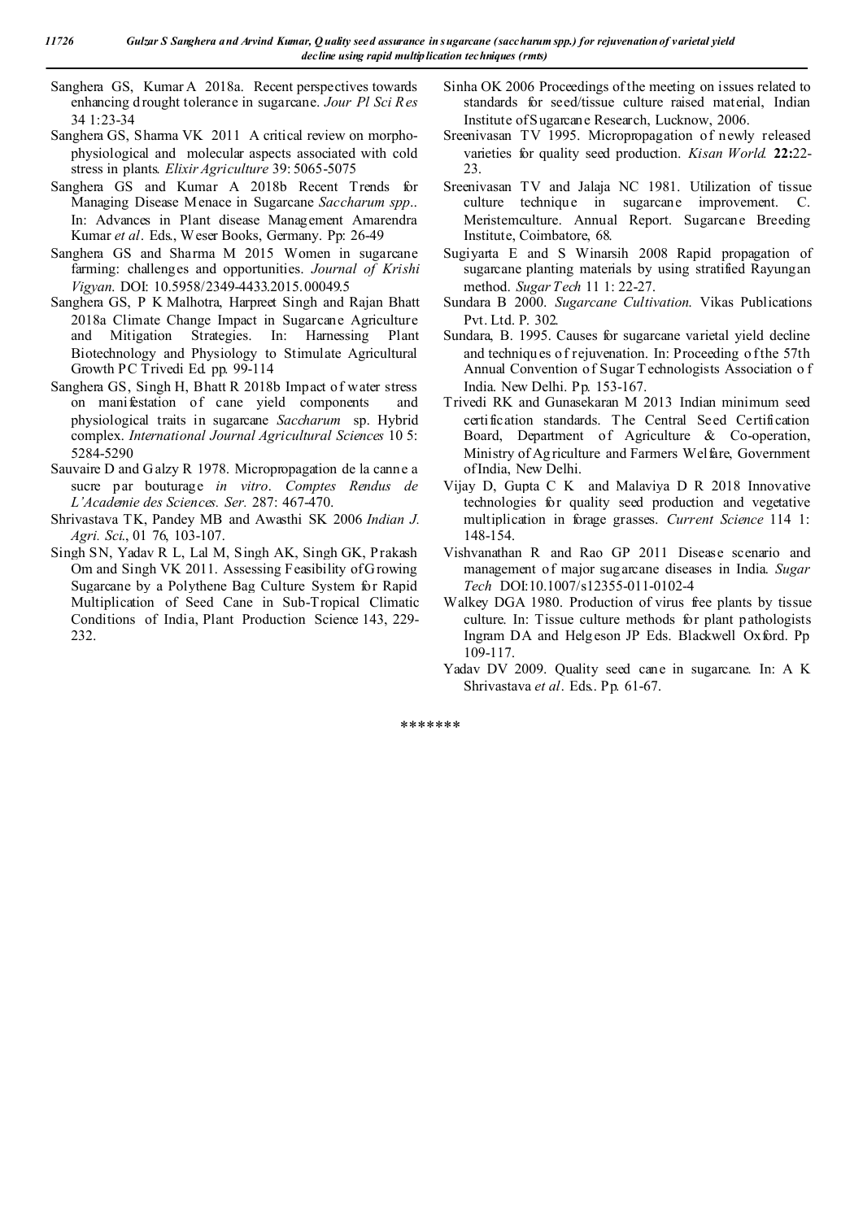Sanghera GS, Kumar A 2018a. Recent perspectives towards enhancing drought tolerance in sugarcane. *Jour Pl Sci Res* 34 1:23-34

Sanghera GS, Sharma VK 2011 A critical review on morpho-physiological and molecular aspects associated with cold stress in plants. *Elixir Agriculture* 39: 5065-5075

Sanghera GS and Kumar A 2018b Recent Trends for Managing Disease Menace in Sugarcane *Saccharum spp*.. In: Advances in Plant disease Management Amarendra Kumar *et al*. Eds., Weser Books, Germany. Pp: 26-49

Sanghera GS and Sharma M 2015 Women in sugarcane farming: challenges and opportunities. *Journal of Krishi Vigyan.* DOI: 10.5958/2349-4433.2015.00049.5

Sanghera GS, P K Malhotra, Harpreet Singh and Rajan Bhatt 2018a Climate Change Impact in Sugarcane Agriculture and Mitigation Strategies. In: Harnessing Plant Biotechnology and Physiology to Stimulate Agricultural Growth PC Trivedi Ed. pp. 99-114

Sanghera GS, Singh H, Bhatt R 2018b Impact of water stress on manifestation of cane yield components and physiological traits in sugarcane *Saccharum* sp. Hybrid complex. *International Journal Agricultural Sciences* 10 5: 5284-5290

Sauvaire D and Galzy R 1978. Micropropagation de la canne a sucre par bouturage *in vitro*. *Comptes Rendus de L'Academie des Sciences. Ser.* 287: 467-470.

Shrivastava TK, Pandey MB and Awasthi SK 2006 *Indian J. Agri. Sci*., 01 76, 103-107.

Singh SN, Yadav R L, Lal M, Singh AK, Singh GK, Prakash Om and Singh VK 2011. Assessing Feasibility of Growing Sugarcane by a Polythene Bag Culture System for Rapid Multiplication of Seed Cane in Sub-Tropical Climatic Conditions of India, Plant Production Science 143, 229-232.

Sinha OK 2006 Proceedings of the meeting on issues related to standards for seed/tissue culture raised material, Indian Institute of Sugarcane Research, Lucknow, 2006.

Sreenivasan TV 1995. Micropropagation of newly released varieties for quality seed production. *Kisan World.* **22:**22-23.

Sreenivasan TV and Jalaja NC 1981. Utilization of tissue culture technique in sugarcane improvement. C. Meristemculture. Annual Report. Sugarcane Breeding Institute, Coimbatore, 68.

Sugiyarta E and S Winarsih 2008 Rapid propagation of sugarcane planting materials by using stratified Rayungan method. *Sugar Tech* 11 1: 22-27.

Sundara B 2000. *Sugarcane Cultivation.* Vikas Publications Pvt. Ltd. P. 302.

Sundara, B. 1995. Causes for sugarcane varietal yield decline and techniques of rejuvenation. In: Proceeding of the 57th Annual Convention of Sugar Technologists Association of India. New Delhi. Pp. 153-167.

Trivedi RK and Gunasekaran M 2013 Indian minimum seed certification standards. The Central Seed Certification Board, Department of Agriculture & Co-operation, Ministry of Agriculture and Farmers Welfare, Government of India, New Delhi.

Vijay D, Gupta C K and Malaviya D R 2018 Innovative technologies for quality seed production and vegetative multiplication in forage grasses. *Current Science* 114 1: 148-154.

Vishvanathan R and Rao GP 2011 Disease scenario and management of major sugarcane diseases in India. *Sugar Tech* DOI:10.1007/s12355-011-0102-4

Walkey DGA 1980. Production of virus free plants by tissue culture. In: Tissue culture methods for plant pathologists Ingram DA and Helgeson JP Eds. Blackwell Oxford. Pp 109-117.

Yadav DV 2009. Quality seed cane in sugarcane. In: A K Shrivastava *et al*. Eds.. Pp. 61-67.

\*\*\*\*\*\*\*